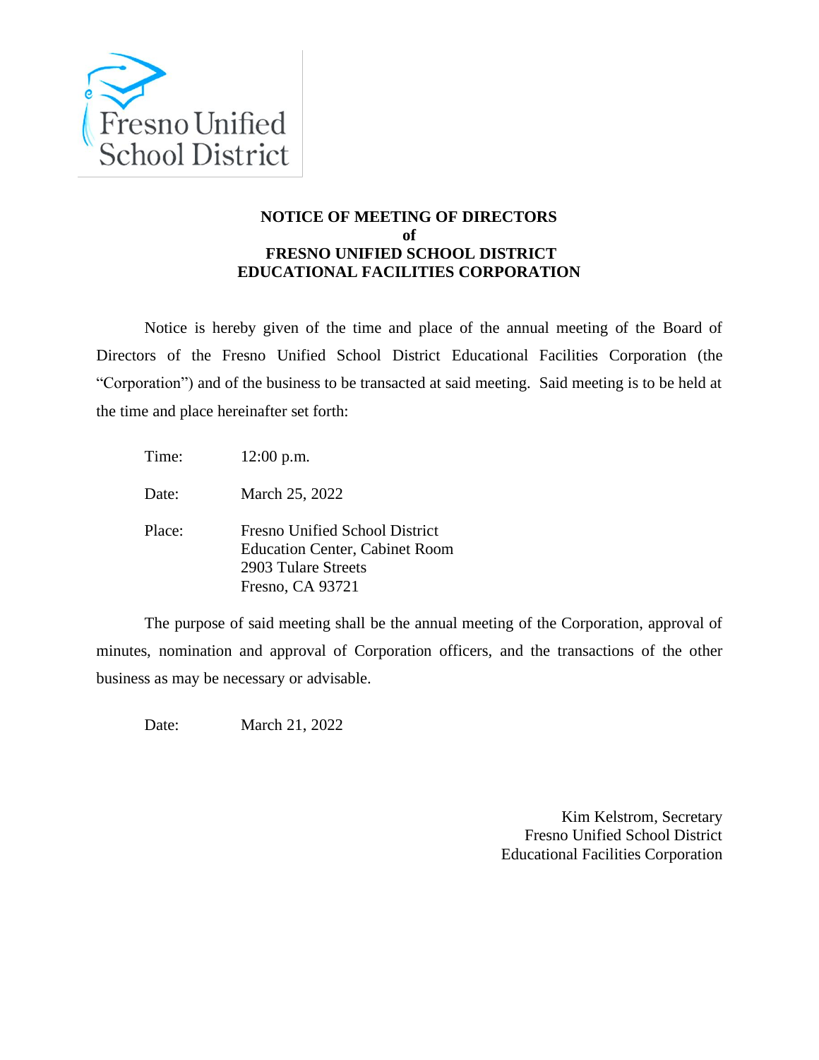Fresno Unified School District

**NOTICE OF MEETING OF DIRECTORS**
**of**
**FRESNO UNIFIED SCHOOL DISTRICT**
**EDUCATIONAL FACILITIES CORPORATION**

Notice is hereby given of the time and place of the annual meeting of the Board of Directors of the Fresno Unified School District Educational Facilities Corporation (the "Corporation") and of the business to be transacted at said meeting. Said meeting is to be held at the time and place hereinafter set forth:

Time: 12:00 p.m.

Date: March 25, 2022

Place: Fresno Unified School District
Education Center, Cabinet Room
2903 Tulare Streets
Fresno, CA 93721

The purpose of said meeting shall be the annual meeting of the Corporation, approval of minutes, nomination and approval of Corporation officers, and the transactions of the other business as may be necessary or advisable.

Date: March 21, 2022

Kim Kelstrom, Secretary
Fresno Unified School District
Educational Facilities Corporation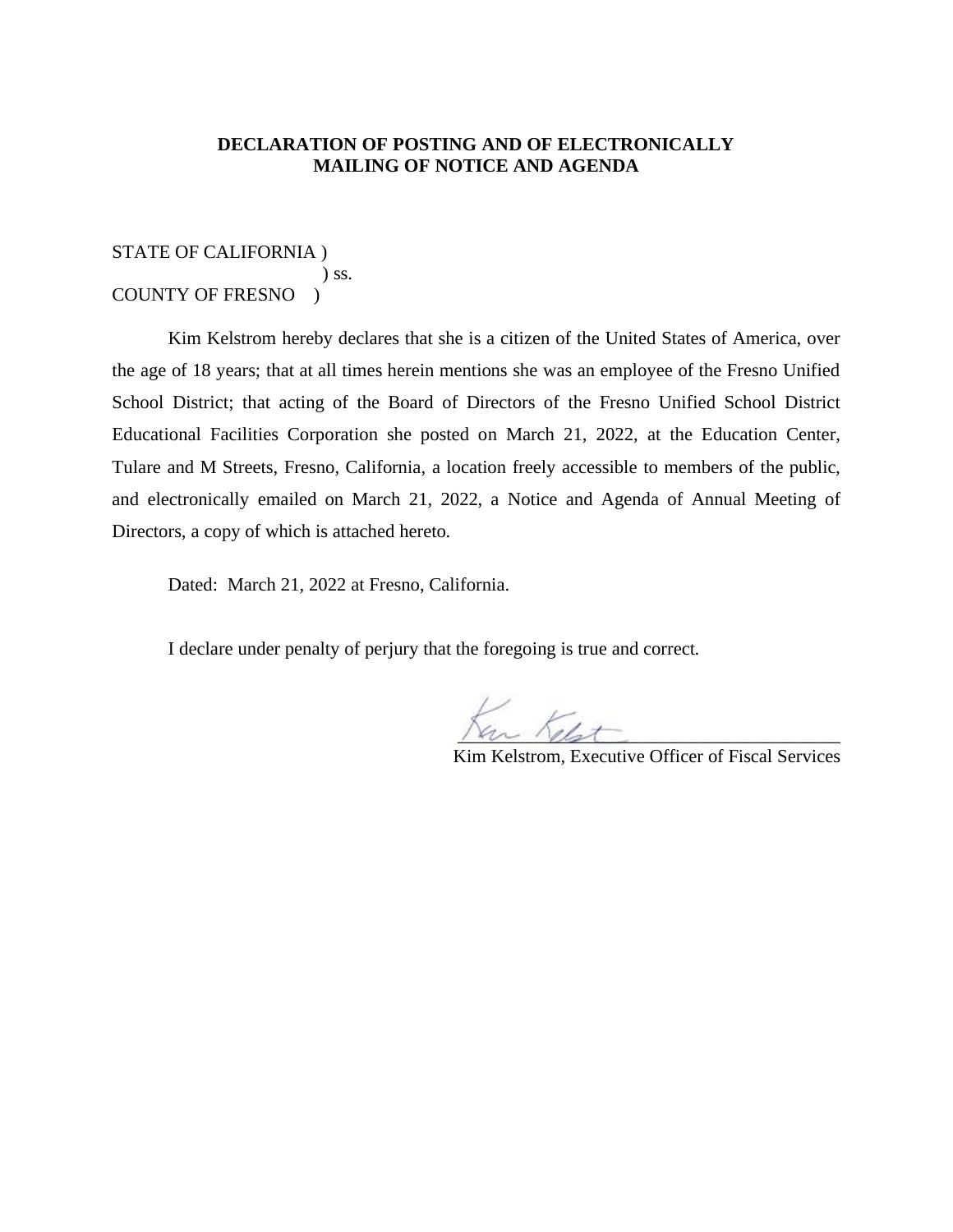**DECLARATION OF POSTING AND OF ELECTRONICALLY MAILING OF NOTICE AND AGENDA**

STATE OF CALIFORNIA )
) ss.
COUNTY OF FRESNO )

Kim Kelstrom hereby declares that she is a citizen of the United States of America, over the age of 18 years; that at all times herein mentions she was an employee of the Fresno Unified School District; that acting of the Board of Directors of the Fresno Unified School District Educational Facilities Corporation she posted on March 21, 2022, at the Education Center, Tulare and M Streets, Fresno, California, a location freely accessible to members of the public, and electronically emailed on March 21, 2022, a Notice and Agenda of Annual Meeting of Directors, a copy of which is attached hereto.

Dated: March 21, 2022 at Fresno, California.

I declare under penalty of perjury that the foregoing is true and correct.

Kim Kelstrom, Executive Officer of Fiscal Services